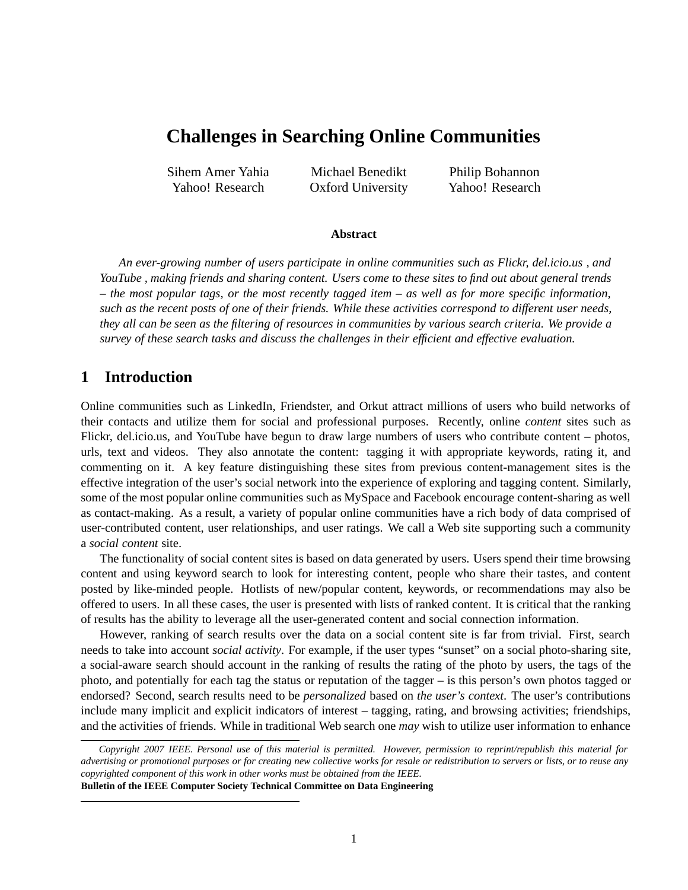# Challenges in Searching Online Communities

Sihem Amer Yahia
Yahoo! Research

Michael Benedikt
Oxford University

Philip Bohannon
Yahoo! Research

**Abstract**

*An ever-growing number of users participate in online communities such as Flickr, del.icio.us , and YouTube , making friends and sharing content. Users come to these sites to find out about general trends – the most popular tags, or the most recently tagged item – as well as for more specific information, such as the recent posts of one of their friends. While these activities correspond to different user needs, they all can be seen as the filtering of resources in communities by various search criteria. We provide a survey of these search tasks and discuss the challenges in their efficient and effective evaluation.*

## 1 Introduction

Online communities such as LinkedIn, Friendster, and Orkut attract millions of users who build networks of their contacts and utilize them for social and professional purposes. Recently, online *content* sites such as Flickr, del.icio.us, and YouTube have begun to draw large numbers of users who contribute content – photos, urls, text and videos. They also annotate the content: tagging it with appropriate keywords, rating it, and commenting on it. A key feature distinguishing these sites from previous content-management sites is the effective integration of the user's social network into the experience of exploring and tagging content. Similarly, some of the most popular online communities such as MySpace and Facebook encourage content-sharing as well as contact-making. As a result, a variety of popular online communities have a rich body of data comprised of user-contributed content, user relationships, and user ratings. We call a Web site supporting such a community a *social content* site.

The functionality of social content sites is based on data generated by users. Users spend their time browsing content and using keyword search to look for interesting content, people who share their tastes, and content posted by like-minded people. Hotlists of new/popular content, keywords, or recommendations may also be offered to users. In all these cases, the user is presented with lists of ranked content. It is critical that the ranking of results has the ability to leverage all the user-generated content and social connection information.

However, ranking of search results over the data on a social content site is far from trivial. First, search needs to take into account *social activity*. For example, if the user types "sunset" on a social photo-sharing site, a social-aware search should account in the ranking of results the rating of the photo by users, the tags of the photo, and potentially for each tag the status or reputation of the tagger – is this person's own photos tagged or endorsed? Second, search results need to be *personalized* based on *the user's context*. The user's contributions include many implicit and explicit indicators of interest – tagging, rating, and browsing activities; friendships, and the activities of friends. While in traditional Web search one *may* wish to utilize user information to enhance

---

*Copyright 2007 IEEE. Personal use of this material is permitted. However, permission to reprint/republish this material for advertising or promotional purposes or for creating new collective works for resale or redistribution to servers or lists, or to reuse any copyrighted component of this work in other works must be obtained from the IEEE.*
**Bulletin of the IEEE Computer Society Technical Committee on Data Engineering**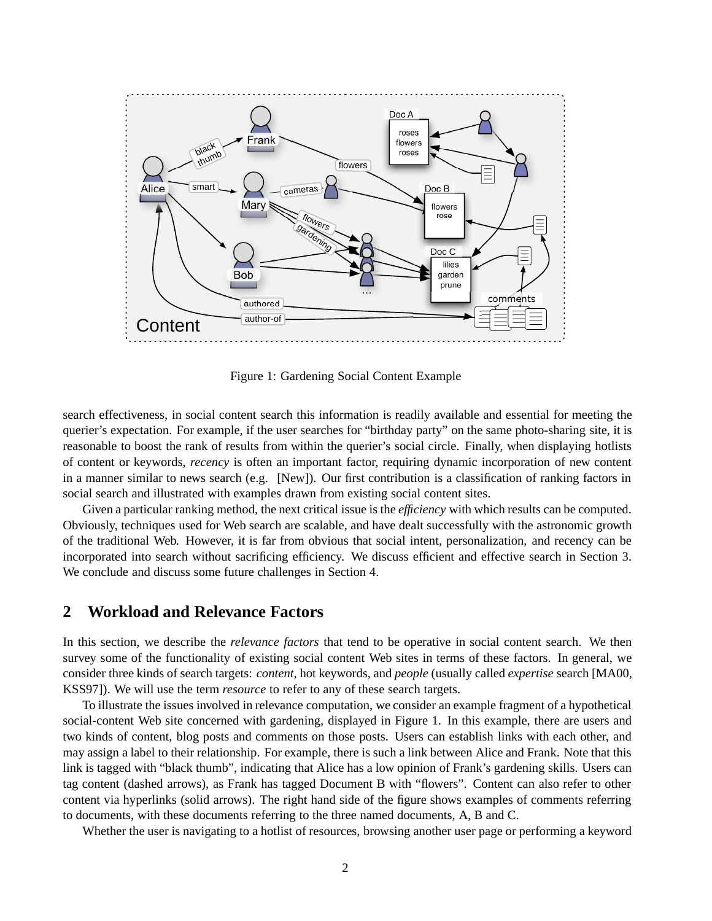Figure 1: Gardening Social Content Example

search effectiveness, in social content search this information is readily available and essential for meeting the querier's expectation. For example, if the user searches for "birthday party" on the same photo-sharing site, it is reasonable to boost the rank of results from within the querier's social circle. Finally, when displaying hotlists of content or keywords, *recency* is often an important factor, requiring dynamic incorporation of new content in a manner similar to news search (e.g. [New]). Our first contribution is a classification of ranking factors in social search and illustrated with examples drawn from existing social content sites.

Given a particular ranking method, the next critical issue is the *efficiency* with which results can be computed. Obviously, techniques used for Web search are scalable, and have dealt successfully with the astronomic growth of the traditional Web. However, it is far from obvious that social intent, personalization, and recency can be incorporated into search without sacrificing efficiency. We discuss efficient and effective search in Section 3. We conclude and discuss some future challenges in Section 4.

## 2 Workload and Relevance Factors

In this section, we describe the *relevance factors* that tend to be operative in social content search. We then survey some of the functionality of existing social content Web sites in terms of these factors. In general, we consider three kinds of search targets: *content*, hot keywords, and *people* (usually called *expertise* search [MA00, KSS97]). We will use the term *resource* to refer to any of these search targets.

To illustrate the issues involved in relevance computation, we consider an example fragment of a hypothetical social-content Web site concerned with gardening, displayed in Figure 1. In this example, there are users and two kinds of content, blog posts and comments on those posts. Users can establish links with each other, and may assign a label to their relationship. For example, there is such a link between Alice and Frank. Note that this link is tagged with "black thumb", indicating that Alice has a low opinion of Frank's gardening skills. Users can tag content (dashed arrows), as Frank has tagged Document B with "flowers". Content can also refer to other content via hyperlinks (solid arrows). The right hand side of the figure shows examples of comments referring to documents, with these documents referring to the three named documents, A, B and C.

Whether the user is navigating to a hotlist of resources, browsing another user page or performing a keyword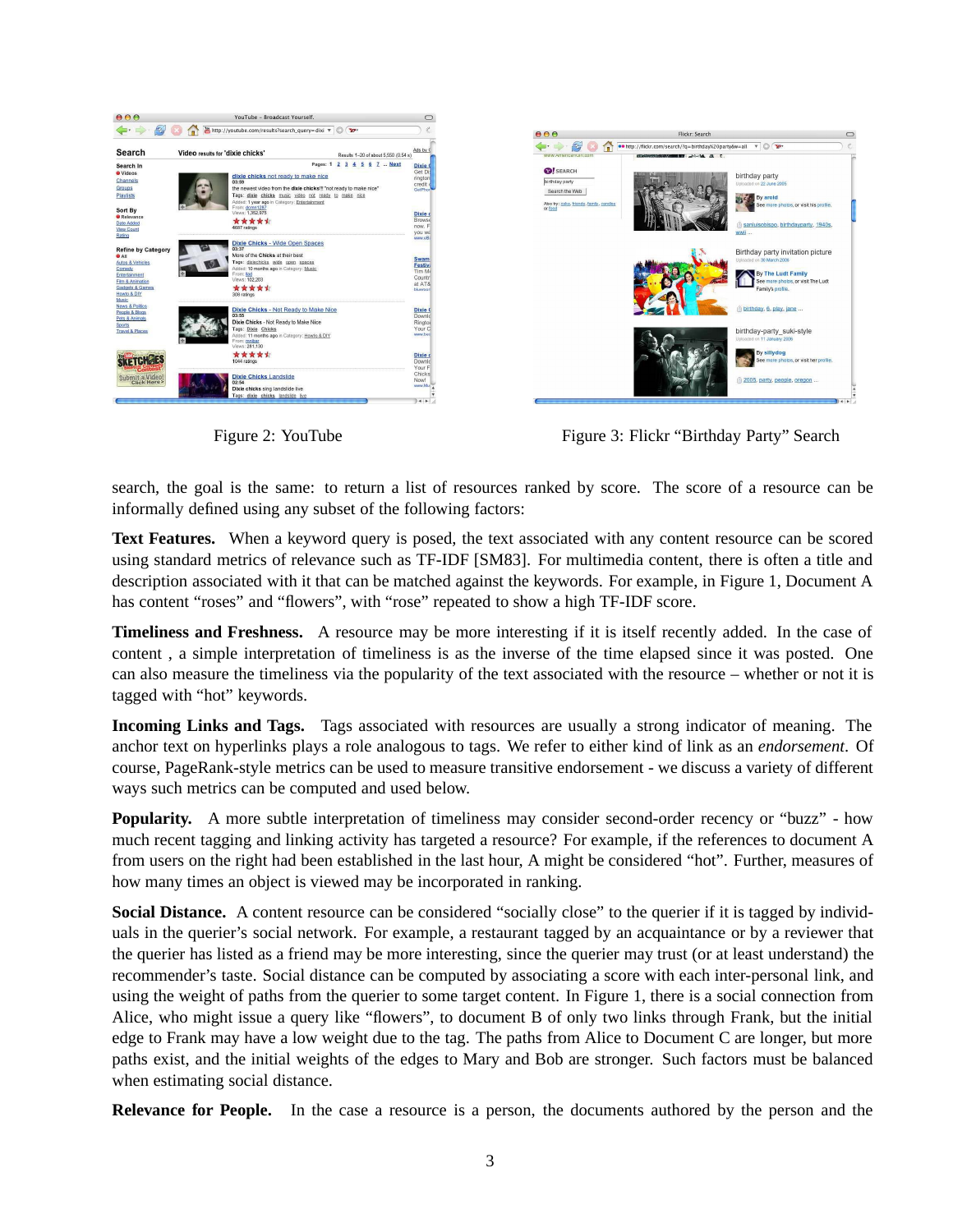Figure 2: YouTube

Figure 3: Flickr "Birthday Party" Search

search, the goal is the same: to return a list of resources ranked by score. The score of a resource can be informally defined using any subset of the following factors:

**Text Features.** When a keyword query is posed, the text associated with any content resource can be scored using standard metrics of relevance such as TF-IDF [SM83]. For multimedia content, there is often a title and description associated with it that can be matched against the keywords. For example, in Figure 1, Document A has content "roses" and "flowers", with "rose" repeated to show a high TF-IDF score.

**Timeliness and Freshness.** A resource may be more interesting if it is itself recently added. In the case of content , a simple interpretation of timeliness is as the inverse of the time elapsed since it was posted. One can also measure the timeliness via the popularity of the text associated with the resource – whether or not it is tagged with "hot" keywords.

**Incoming Links and Tags.** Tags associated with resources are usually a strong indicator of meaning. The anchor text on hyperlinks plays a role analogous to tags. We refer to either kind of link as an *endorsement*. Of course, PageRank-style metrics can be used to measure transitive endorsement - we discuss a variety of different ways such metrics can be computed and used below.

**Popularity.** A more subtle interpretation of timeliness may consider second-order recency or "buzz" - how much recent tagging and linking activity has targeted a resource? For example, if the references to document A from users on the right had been established in the last hour, A might be considered "hot". Further, measures of how many times an object is viewed may be incorporated in ranking.

**Social Distance.** A content resource can be considered "socially close" to the querier if it is tagged by individuals in the querier's social network. For example, a restaurant tagged by an acquaintance or by a reviewer that the querier has listed as a friend may be more interesting, since the querier may trust (or at least understand) the recommender's taste. Social distance can be computed by associating a score with each inter-personal link, and using the weight of paths from the querier to some target content. In Figure 1, there is a social connection from Alice, who might issue a query like "flowers", to document B of only two links through Frank, but the initial edge to Frank may have a low weight due to the tag. The paths from Alice to Document C are longer, but more paths exist, and the initial weights of the edges to Mary and Bob are stronger. Such factors must be balanced when estimating social distance.

**Relevance for People.** In the case a resource is a person, the documents authored by the person and the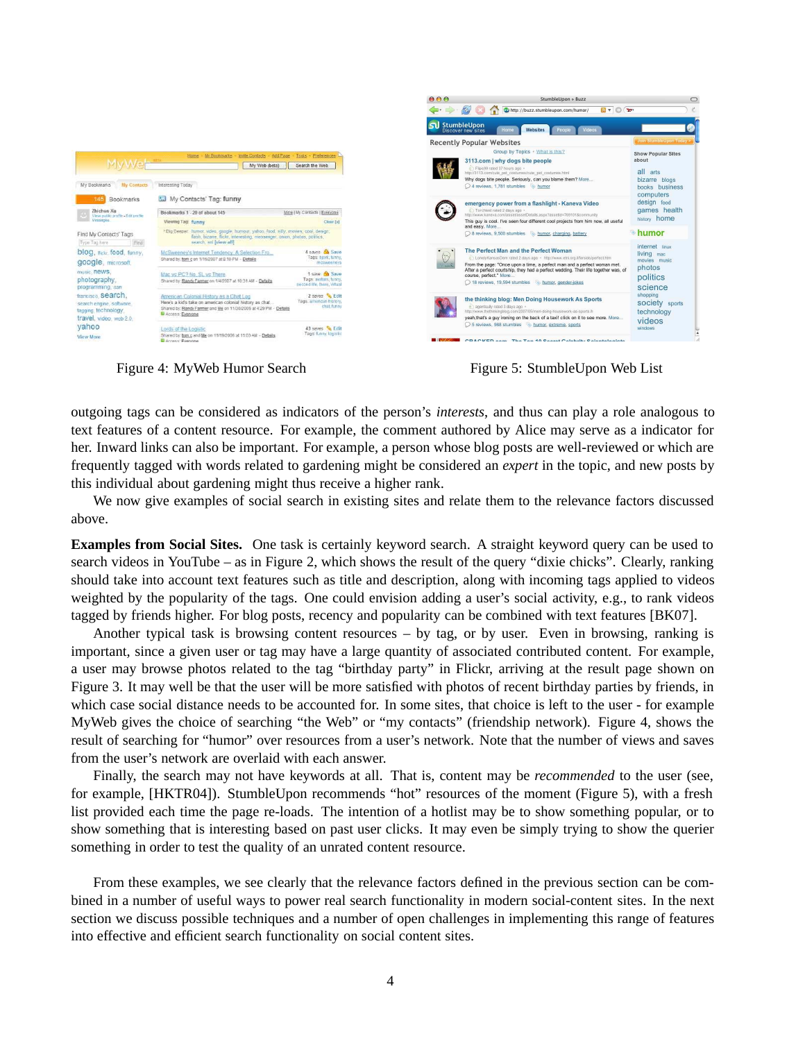Figure 4: MyWeb Humor Search

Figure 5: StumbleUpon Web List

outgoing tags can be considered as indicators of the person's *interests*, and thus can play a role analogous to text features of a content resource. For example, the comment authored by Alice may serve as a indicator for her. Inward links can also be important. For example, a person whose blog posts are well-reviewed or which are frequently tagged with words related to gardening might be considered an *expert* in the topic, and new posts by this individual about gardening might thus receive a higher rank.

We now give examples of social search in existing sites and relate them to the relevance factors discussed above.

**Examples from Social Sites.** One task is certainly keyword search. A straight keyword query can be used to search videos in YouTube – as in Figure 2, which shows the result of the query "dixie chicks". Clearly, ranking should take into account text features such as title and description, along with incoming tags applied to videos weighted by the popularity of the tags. One could envision adding a user's social activity, e.g., to rank videos tagged by friends higher. For blog posts, recency and popularity can be combined with text features [BK07].

Another typical task is browsing content resources – by tag, or by user. Even in browsing, ranking is important, since a given user or tag may have a large quantity of associated contributed content. For example, a user may browse photos related to the tag "birthday party" in Flickr, arriving at the result page shown on Figure 3. It may well be that the user will be more satisfied with photos of recent birthday parties by friends, in which case social distance needs to be accounted for. In some sites, that choice is left to the user - for example MyWeb gives the choice of searching "the Web" or "my contacts" (friendship network). Figure 4, shows the result of searching for "humor" over resources from a user's network. Note that the number of views and saves from the user's network are overlaid with each answer.

Finally, the search may not have keywords at all. That is, content may be *recommended* to the user (see, for example, [HKTR04]). StumbleUpon recommends "hot" resources of the moment (Figure 5), with a fresh list provided each time the page re-loads. The intention of a hotlist may be to show something popular, or to show something that is interesting based on past user clicks. It may even be simply trying to show the querier something in order to test the quality of an unrated content resource.

From these examples, we see clearly that the relevance factors defined in the previous section can be combined in a number of useful ways to power real search functionality in modern social-content sites. In the next section we discuss possible techniques and a number of open challenges in implementing this range of features into effective and efficient search functionality on social content sites.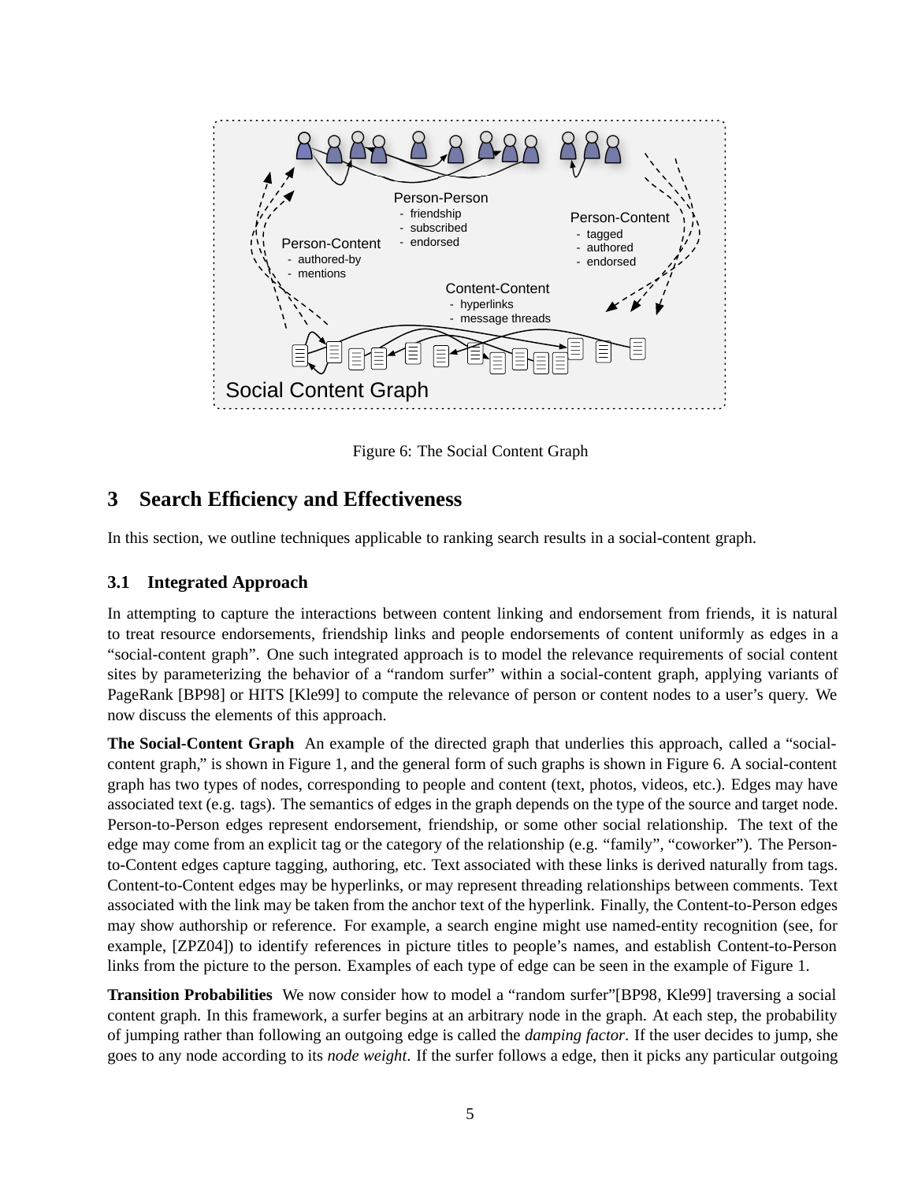Figure 6: The Social Content Graph

## 3 Search Efficiency and Effectiveness

In this section, we outline techniques applicable to ranking search results in a social-content graph.

### 3.1 Integrated Approach

In attempting to capture the interactions between content linking and endorsement from friends, it is natural to treat resource endorsements, friendship links and people endorsements of content uniformly as edges in a "social-content graph". One such integrated approach is to model the relevance requirements of social content sites by parameterizing the behavior of a "random surfer" within a social-content graph, applying variants of PageRank [BP98] or HITS [Kle99] to compute the relevance of person or content nodes to a user's query. We now discuss the elements of this approach.

**The Social-Content Graph** An example of the directed graph that underlies this approach, called a "social-content graph," is shown in Figure 1, and the general form of such graphs is shown in Figure 6. A social-content graph has two types of nodes, corresponding to people and content (text, photos, videos, etc.). Edges may have associated text (e.g. tags). The semantics of edges in the graph depends on the type of the source and target node. Person-to-Person edges represent endorsement, friendship, or some other social relationship. The text of the edge may come from an explicit tag or the category of the relationship (e.g. "family", "coworker"). The Person-to-Content edges capture tagging, authoring, etc. Text associated with these links is derived naturally from tags. Content-to-Content edges may be hyperlinks, or may represent threading relationships between comments. Text associated with the link may be taken from the anchor text of the hyperlink. Finally, the Content-to-Person edges may show authorship or reference. For example, a search engine might use named-entity recognition (see, for example, [ZPZ04]) to identify references in picture titles to people's names, and establish Content-to-Person links from the picture to the person. Examples of each type of edge can be seen in the example of Figure 1.

**Transition Probabilities** We now consider how to model a "random surfer"[BP98, Kle99] traversing a social content graph. In this framework, a surfer begins at an arbitrary node in the graph. At each step, the probability of jumping rather than following an outgoing edge is called the *damping factor*. If the user decides to jump, she goes to any node according to its *node weight*. If the surfer follows a edge, then it picks any particular outgoing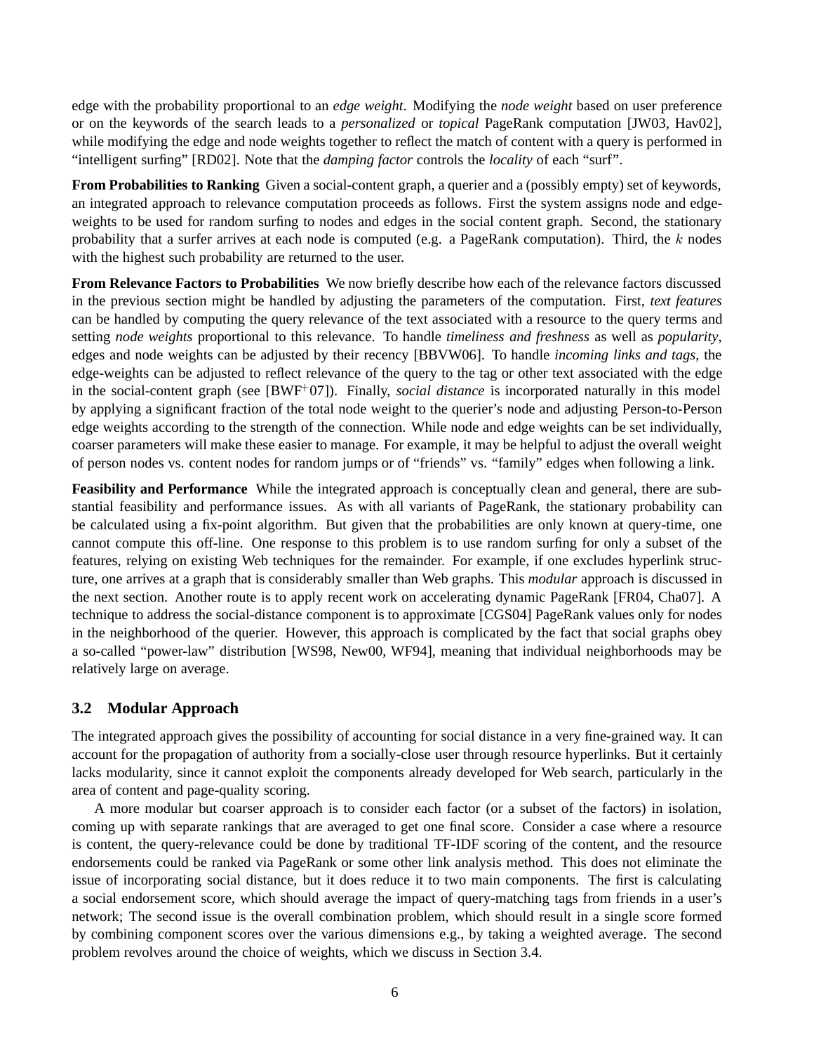edge with the probability proportional to an *edge weight*. Modifying the *node weight* based on user preference or on the keywords of the search leads to a *personalized* or *topical* PageRank computation [JW03, Hav02], while modifying the edge and node weights together to reflect the match of content with a query is performed in "intelligent surfing" [RD02]. Note that the *damping factor* controls the *locality* of each "surf".

**From Probabilities to Ranking** Given a social-content graph, a querier and a (possibly empty) set of keywords, an integrated approach to relevance computation proceeds as follows. First the system assigns node and edge-weights to be used for random surfing to nodes and edges in the social content graph. Second, the stationary probability that a surfer arrives at each node is computed (e.g. a PageRank computation). Third, the $k$ nodes with the highest such probability are returned to the user.

**From Relevance Factors to Probabilities** We now briefly describe how each of the relevance factors discussed in the previous section might be handled by adjusting the parameters of the computation. First, *text features* can be handled by computing the query relevance of the text associated with a resource to the query terms and setting *node weights* proportional to this relevance. To handle *timeliness and freshness* as well as *popularity*, edges and node weights can be adjusted by their recency [BBVW06]. To handle *incoming links and tags*, the edge-weights can be adjusted to reflect relevance of the query to the tag or other text associated with the edge in the social-content graph (see [BWF$^+$07]). Finally, *social distance* is incorporated naturally in this model by applying a significant fraction of the total node weight to the querier's node and adjusting Person-to-Person edge weights according to the strength of the connection. While node and edge weights can be set individually, coarser parameters will make these easier to manage. For example, it may be helpful to adjust the overall weight of person nodes vs. content nodes for random jumps or of "friends" vs. "family" edges when following a link.

**Feasibility and Performance** While the integrated approach is conceptually clean and general, there are substantial feasibility and performance issues. As with all variants of PageRank, the stationary probability can be calculated using a fix-point algorithm. But given that the probabilities are only known at query-time, one cannot compute this off-line. One response to this problem is to use random surfing for only a subset of the features, relying on existing Web techniques for the remainder. For example, if one excludes hyperlink structure, one arrives at a graph that is considerably smaller than Web graphs. This *modular* approach is discussed in the next section. Another route is to apply recent work on accelerating dynamic PageRank [FR04, Cha07]. A technique to address the social-distance component is to approximate [CGS04] PageRank values only for nodes in the neighborhood of the querier. However, this approach is complicated by the fact that social graphs obey a so-called "power-law" distribution [WS98, New00, WF94], meaning that individual neighborhoods may be relatively large on average.

### 3.2 Modular Approach

The integrated approach gives the possibility of accounting for social distance in a very fine-grained way. It can account for the propagation of authority from a socially-close user through resource hyperlinks. But it certainly lacks modularity, since it cannot exploit the components already developed for Web search, particularly in the area of content and page-quality scoring.

A more modular but coarser approach is to consider each factor (or a subset of the factors) in isolation, coming up with separate rankings that are averaged to get one final score. Consider a case where a resource is content, the query-relevance could be done by traditional TF-IDF scoring of the content, and the resource endorsements could be ranked via PageRank or some other link analysis method. This does not eliminate the issue of incorporating social distance, but it does reduce it to two main components. The first is calculating a social endorsement score, which should average the impact of query-matching tags from friends in a user's network; The second issue is the overall combination problem, which should result in a single score formed by combining component scores over the various dimensions e.g., by taking a weighted average. The second problem revolves around the choice of weights, which we discuss in Section 3.4.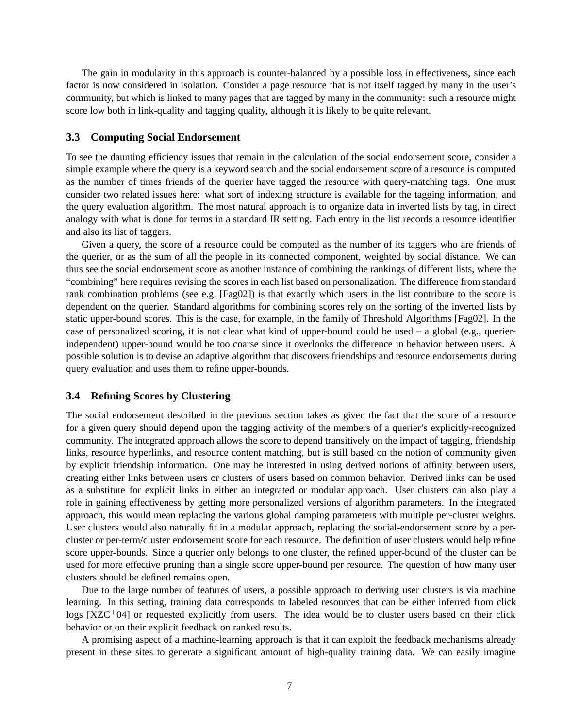The gain in modularity in this approach is counter-balanced by a possible loss in effectiveness, since each factor is now considered in isolation. Consider a page resource that is not itself tagged by many in the user's community, but which is linked to many pages that are tagged by many in the community: such a resource might score low both in link-quality and tagging quality, although it is likely to be quite relevant.

### 3.3 Computing Social Endorsement

To see the daunting efficiency issues that remain in the calculation of the social endorsement score, consider a simple example where the query is a keyword search and the social endorsement score of a resource is computed as the number of times friends of the querier have tagged the resource with query-matching tags. One must consider two related issues here: what sort of indexing structure is available for the tagging information, and the query evaluation algorithm. The most natural approach is to organize data in inverted lists by tag, in direct analogy with what is done for terms in a standard IR setting. Each entry in the list records a resource identifier and also its list of taggers.

Given a query, the score of a resource could be computed as the number of its taggers who are friends of the querier, or as the sum of all the people in its connected component, weighted by social distance. We can thus see the social endorsement score as another instance of combining the rankings of different lists, where the "combining" here requires revising the scores in each list based on personalization. The difference from standard rank combination problems (see e.g. [Fag02]) is that exactly which users in the list contribute to the score is dependent on the querier. Standard algorithms for combining scores rely on the sorting of the inverted lists by static upper-bound scores. This is the case, for example, in the family of Threshold Algorithms [Fag02]. In the case of personalized scoring, it is not clear what kind of upper-bound could be used – a global (e.g., querier-independent) upper-bound would be too coarse since it overlooks the difference in behavior between users. A possible solution is to devise an adaptive algorithm that discovers friendships and resource endorsements during query evaluation and uses them to refine upper-bounds.

### 3.4 Refining Scores by Clustering

The social endorsement described in the previous section takes as given the fact that the score of a resource for a given query should depend upon the tagging activity of the members of a querier's explicitly-recognized community. The integrated approach allows the score to depend transitively on the impact of tagging, friendship links, resource hyperlinks, and resource content matching, but is still based on the notion of community given by explicit friendship information. One may be interested in using derived notions of affinity between users, creating either links between users or clusters of users based on common behavior. Derived links can be used as a substitute for explicit links in either an integrated or modular approach. User clusters can also play a role in gaining effectiveness by getting more personalized versions of algorithm parameters. In the integrated approach, this would mean replacing the various global damping parameters with multiple per-cluster weights. User clusters would also naturally fit in a modular approach, replacing the social-endorsement score by a per-cluster or per-term/cluster endorsement score for each resource. The definition of user clusters would help refine score upper-bounds. Since a querier only belongs to one cluster, the refined upper-bound of the cluster can be used for more effective pruning than a single score upper-bound per resource. The question of how many user clusters should be defined remains open.

Due to the large number of features of users, a possible approach to deriving user clusters is via machine learning. In this setting, training data corresponds to labeled resources that can be either inferred from click logs [XZC+04] or requested explicitly from users. The idea would be to cluster users based on their click behavior or on their explicit feedback on ranked results.

A promising aspect of a machine-learning approach is that it can exploit the feedback mechanisms already present in these sites to generate a significant amount of high-quality training data. We can easily imagine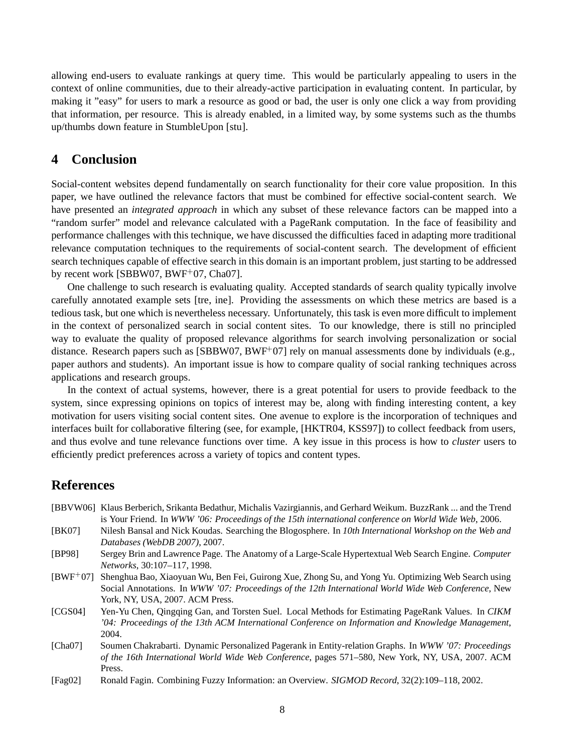allowing end-users to evaluate rankings at query time. This would be particularly appealing to users in the context of online communities, due to their already-active participation in evaluating content. In particular, by making it "easy" for users to mark a resource as good or bad, the user is only one click a way from providing that information, per resource. This is already enabled, in a limited way, by some systems such as the thumbs up/thumbs down feature in StumbleUpon [stu].

## 4 Conclusion

Social-content websites depend fundamentally on search functionality for their core value proposition. In this paper, we have outlined the relevance factors that must be combined for effective social-content search. We have presented an *integrated approach* in which any subset of these relevance factors can be mapped into a "random surfer" model and relevance calculated with a PageRank computation. In the face of feasibility and performance challenges with this technique, we have discussed the difficulties faced in adapting more traditional relevance computation techniques to the requirements of social-content search. The development of efficient search techniques capable of effective search in this domain is an important problem, just starting to be addressed by recent work [SBBW07, BWF+07, Cha07].

One challenge to such research is evaluating quality. Accepted standards of search quality typically involve carefully annotated example sets [tre, ine]. Providing the assessments on which these metrics are based is a tedious task, but one which is nevertheless necessary. Unfortunately, this task is even more difficult to implement in the context of personalized search in social content sites. To our knowledge, there is still no principled way to evaluate the quality of proposed relevance algorithms for search involving personalization or social distance. Research papers such as [SBBW07, BWF+07] rely on manual assessments done by individuals (e.g., paper authors and students). An important issue is how to compare quality of social ranking techniques across applications and research groups.

In the context of actual systems, however, there is a great potential for users to provide feedback to the system, since expressing opinions on topics of interest may be, along with finding interesting content, a key motivation for users visiting social content sites. One avenue to explore is the incorporation of techniques and interfaces built for collaborative filtering (see, for example, [HKTR04, KSS97]) to collect feedback from users, and thus evolve and tune relevance functions over time. A key issue in this process is how to *cluster* users to efficiently predict preferences across a variety of topics and content types.

## References

[BBVW06] Klaus Berberich, Srikanta Bedathur, Michalis Vazirgiannis, and Gerhard Weikum. BuzzRank ... and the Trend is Your Friend. In *WWW '06: Proceedings of the 15th international conference on World Wide Web*, 2006.

[BK07] Nilesh Bansal and Nick Koudas. Searching the Blogosphere. In *10th International Workshop on the Web and Databases (WebDB 2007)*, 2007.

[BP98] Sergey Brin and Lawrence Page. The Anatomy of a Large-Scale Hypertextual Web Search Engine. *Computer Networks*, 30:107–117, 1998.

[BWF+07] Shenghua Bao, Xiaoyuan Wu, Ben Fei, Guirong Xue, Zhong Su, and Yong Yu. Optimizing Web Search using Social Annotations. In *WWW '07: Proceedings of the 12th International World Wide Web Conference*, New York, NY, USA, 2007. ACM Press.

[CGS04] Yen-Yu Chen, Qingqing Gan, and Torsten Suel. Local Methods for Estimating PageRank Values. In *CIKM '04: Proceedings of the 13th ACM International Conference on Information and Knowledge Management*, 2004.

[Cha07] Soumen Chakrabarti. Dynamic Personalized Pagerank in Entity-relation Graphs. In *WWW '07: Proceedings of the 16th International World Wide Web Conference*, pages 571–580, New York, NY, USA, 2007. ACM Press.

[Fag02] Ronald Fagin. Combining Fuzzy Information: an Overview. *SIGMOD Record*, 32(2):109–118, 2002.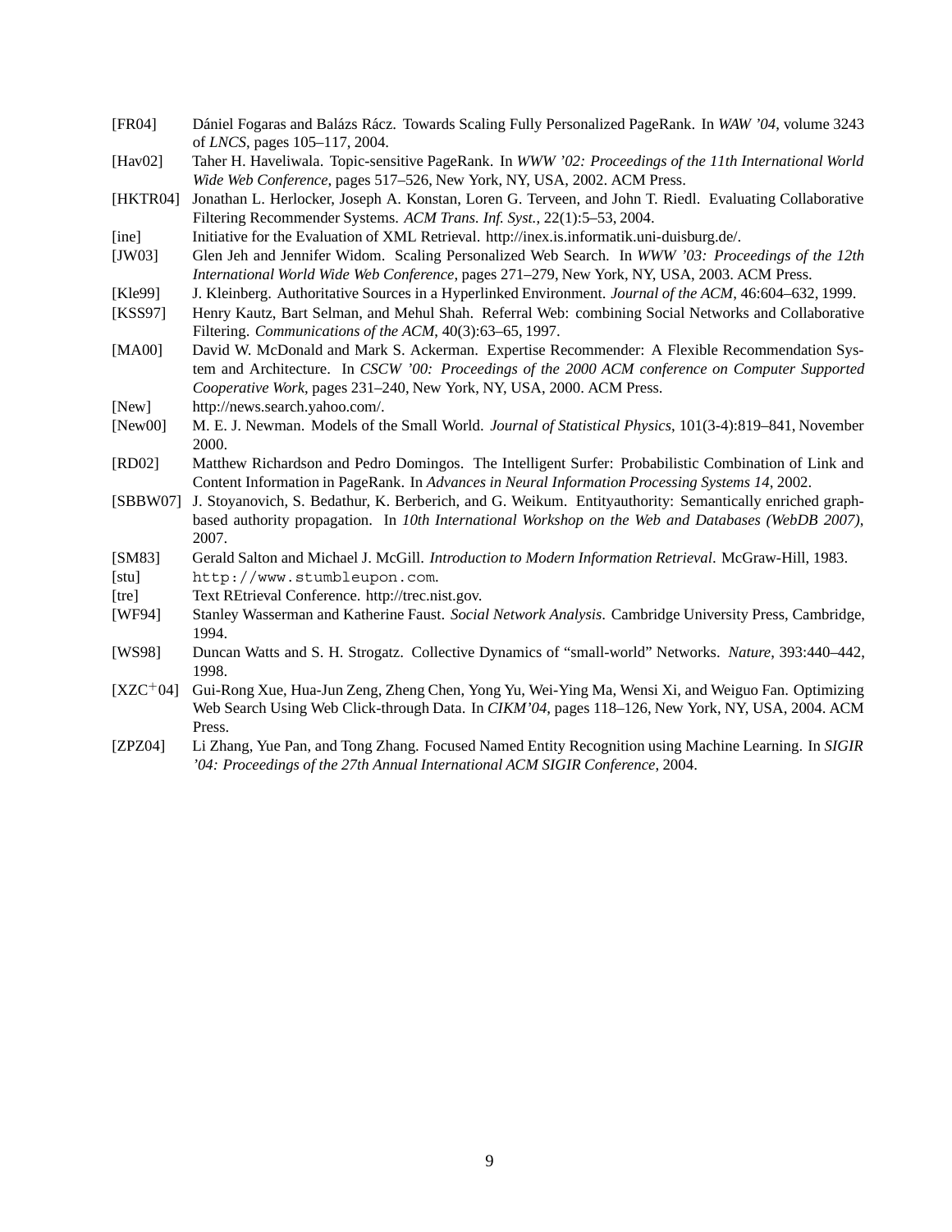[FR04] Dániel Fogaras and Balázs Rácz. Towards Scaling Fully Personalized PageRank. In *WAW '04*, volume 3243 of *LNCS*, pages 105–117, 2004.

[Hav02] Taher H. Haveliwala. Topic-sensitive PageRank. In *WWW '02: Proceedings of the 11th International World Wide Web Conference*, pages 517–526, New York, NY, USA, 2002. ACM Press.

[HKTR04] Jonathan L. Herlocker, Joseph A. Konstan, Loren G. Terveen, and John T. Riedl. Evaluating Collaborative Filtering Recommender Systems. *ACM Trans. Inf. Syst.*, 22(1):5–53, 2004.

[ine] Initiative for the Evaluation of XML Retrieval. http://inex.is.informatik.uni-duisburg.de/.

[JW03] Glen Jeh and Jennifer Widom. Scaling Personalized Web Search. In *WWW '03: Proceedings of the 12th International World Wide Web Conference*, pages 271–279, New York, NY, USA, 2003. ACM Press.

[Kle99] J. Kleinberg. Authoritative Sources in a Hyperlinked Environment. *Journal of the ACM*, 46:604–632, 1999.

[KSS97] Henry Kautz, Bart Selman, and Mehul Shah. Referral Web: combining Social Networks and Collaborative Filtering. *Communications of the ACM*, 40(3):63–65, 1997.

[MA00] David W. McDonald and Mark S. Ackerman. Expertise Recommender: A Flexible Recommendation System and Architecture. In *CSCW '00: Proceedings of the 2000 ACM conference on Computer Supported Cooperative Work*, pages 231–240, New York, NY, USA, 2000. ACM Press.

[New] http://news.search.yahoo.com/.

[New00] M. E. J. Newman. Models of the Small World. *Journal of Statistical Physics*, 101(3-4):819–841, November 2000.

[RD02] Matthew Richardson and Pedro Domingos. The Intelligent Surfer: Probabilistic Combination of Link and Content Information in PageRank. In *Advances in Neural Information Processing Systems 14*, 2002.

[SBBW07] J. Stoyanovich, S. Bedathur, K. Berberich, and G. Weikum. Entityauthority: Semantically enriched graph-based authority propagation. In *10th International Workshop on the Web and Databases (WebDB 2007)*, 2007.

[SM83] Gerald Salton and Michael J. McGill. *Introduction to Modern Information Retrieval*. McGraw-Hill, 1983.

[stu] `http://www.stumbleupon.com`.

[tre] Text REtrieval Conference. http://trec.nist.gov.

[WF94] Stanley Wasserman and Katherine Faust. *Social Network Analysis*. Cambridge University Press, Cambridge, 1994.

[WS98] Duncan Watts and S. H. Strogatz. Collective Dynamics of "small-world" Networks. *Nature*, 393:440–442, 1998.

[XZC+04] Gui-Rong Xue, Hua-Jun Zeng, Zheng Chen, Yong Yu, Wei-Ying Ma, Wensi Xi, and Weiguo Fan. Optimizing Web Search Using Web Click-through Data. In *CIKM'04*, pages 118–126, New York, NY, USA, 2004. ACM Press.

[ZPZ04] Li Zhang, Yue Pan, and Tong Zhang. Focused Named Entity Recognition using Machine Learning. In *SIGIR '04: Proceedings of the 27th Annual International ACM SIGIR Conference*, 2004.